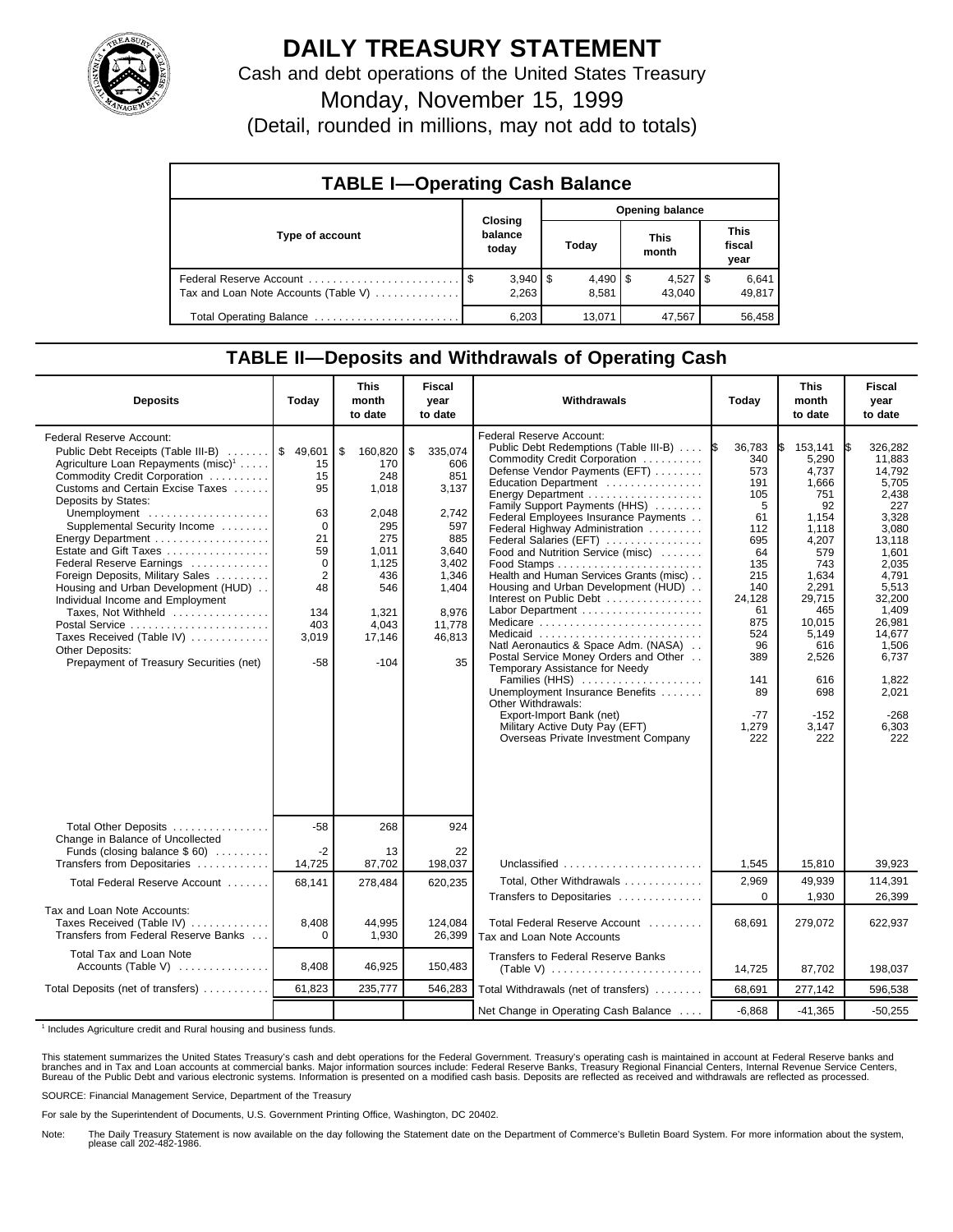# DAILY TREASURY STATEMENT

Cash and debt operations of the United States Treasury

Monday, November 15, 1999

(Detail, rounded in millions, may not add to totals)

## TABLE I—Operating Cash Balance

| Type of account | Closing balance today | Opening balance Today | Opening balance This month | Opening balance This fiscal year |
|---|---|---|---|---|
| Federal Reserve Account | $ 3,940 | $ 4,490 | $ 4,527 | $ 6,641 |
| Tax and Loan Note Accounts (Table V) | 2,263 | 8,581 | 43,040 | 49,817 |
| Total Operating Balance | 6,203 | 13,071 | 47,567 | 56,458 |

## TABLE II—Deposits and Withdrawals of Operating Cash

| Deposits | Today | This month to date | Fiscal year to date |
|---|---|---|---|
| Federal Reserve Account: | | | |
| Public Debt Receipts (Table III-B) | $ 49,601 | $ 160,820 | $ 335,074 |
| Agriculture Loan Repayments (misc)[1] | 15 | 170 | 606 |
| Commodity Credit Corporation | 15 | 248 | 851 |
| Customs and Certain Excise Taxes | 95 | 1,018 | 3,137 |
| Deposits by States: | | | |
| Unemployment | 63 | 2,048 | 2,742 |
| Supplemental Security Income | 0 | 295 | 597 |
| Energy Department | 21 | 275 | 885 |
| Estate and Gift Taxes | 59 | 1,011 | 3,640 |
| Federal Reserve Earnings | 0 | 1,125 | 3,402 |
| Foreign Deposits, Military Sales | 2 | 436 | 1,346 |
| Housing and Urban Development (HUD) | 48 | 546 | 1,404 |
| Individual Income and Employment Taxes, Not Withheld | 134 | 1,321 | 8,976 |
| Postal Service | 403 | 4,043 | 11,778 |
| Taxes Received (Table IV) | 3,019 | 17,146 | 46,813 |
| Other Deposits: | | | |
| Prepayment of Treasury Securities (net) | -58 | -104 | 35 |
| Total Other Deposits | -58 | 268 | 924 |
| Change in Balance of Uncollected Funds (closing balance $ 60) | -2 | 13 | 22 |
| Transfers from Depositaries | 14,725 | 87,702 | 198,037 |
| Total Federal Reserve Account | 68,141 | 278,484 | 620,235 |
| Tax and Loan Note Accounts: | | | |
| Taxes Received (Table IV) | 8,408 | 44,995 | 124,084 |
| Transfers from Federal Reserve Banks | 0 | 1,930 | 26,399 |
| Total Tax and Loan Note Accounts (Table V) | 8,408 | 46,925 | 150,483 |
| Total Deposits (net of transfers) | 61,823 | 235,777 | 546,283 |

| Withdrawals | Today | This month to date | Fiscal year to date |
|---|---|---|---|
| Federal Reserve Account: | | | |
| Public Debt Redemptions (Table III-B) | $ 36,783 | $ 153,141 | $ 326,282 |
| Commodity Credit Corporation | 340 | 5,290 | 11,883 |
| Defense Vendor Payments (EFT) | 573 | 4,737 | 14,792 |
| Education Department | 191 | 1,666 | 5,705 |
| Energy Department | 105 | 751 | 2,438 |
| Family Support Payments (HHS) | 5 | 92 | 227 |
| Federal Employees Insurance Payments | 61 | 1,154 | 3,328 |
| Federal Highway Administration | 112 | 1,118 | 3,080 |
| Federal Salaries (EFT) | 695 | 4,207 | 13,118 |
| Food and Nutrition Service (misc) | 64 | 579 | 1,601 |
| Food Stamps | 135 | 743 | 2,035 |
| Health and Human Services Grants (misc) | 215 | 1,634 | 4,791 |
| Housing and Urban Development (HUD) | 140 | 2,291 | 5,513 |
| Interest on Public Debt | 24,128 | 29,715 | 32,200 |
| Labor Department | 61 | 465 | 1,409 |
| Medicare | 875 | 10,015 | 26,981 |
| Medicaid | 524 | 5,149 | 14,677 |
| Natl Aeronautics & Space Adm. (NASA) | 96 | 616 | 1,506 |
| Postal Service Money Orders and Other | 389 | 2,526 | 6,737 |
| Temporary Assistance for Needy Families (HHS) | 141 | 616 | 1,822 |
| Unemployment Insurance Benefits | 89 | 698 | 2,021 |
| Other Withdrawals: | | | |
| Export-Import Bank (net) | -77 | -152 | -268 |
| Military Active Duty Pay (EFT) | 1,279 | 3,147 | 6,303 |
| Overseas Private Investment Company | 222 | 222 | 222 |
| Unclassified | 1,545 | 15,810 | 39,923 |
| Total, Other Withdrawals | 2,969 | 49,939 | 114,391 |
| Transfers to Depositaries | 0 | 1,930 | 26,399 |
| Total Federal Reserve Account | 68,691 | 279,072 | 622,937 |
| Tax and Loan Note Accounts | | | |
| Transfers to Federal Reserve Banks (Table V) | 14,725 | 87,702 | 198,037 |
| Total Withdrawals (net of transfers) | 68,691 | 277,142 | 596,538 |
| Net Change in Operating Cash Balance | -6,868 | -41,365 | -50,255 |

[1] Includes Agriculture credit and Rural housing and business funds.

This statement summarizes the United States Treasury's cash and debt operations for the Federal Government. Treasury's operating cash is maintained in account at Federal Reserve banks and branches and in Tax and Loan accounts at commercial banks. Major information sources include: Federal Reserve Banks, Treasury Regional Financial Centers, Internal Revenue Service Centers, Bureau of the Public Debt and various electronic systems. Information is presented on a modified cash basis. Deposits are reflected as received and withdrawals are reflected as processed.

SOURCE: Financial Management Service, Department of the Treasury

For sale by the Superintendent of Documents, U.S. Government Printing Office, Washington, DC 20402.

Note: The Daily Treasury Statement is now available on the day following the Statement date on the Department of Commerce's Bulletin Board System. For more information about the system, please call 202-482-1986.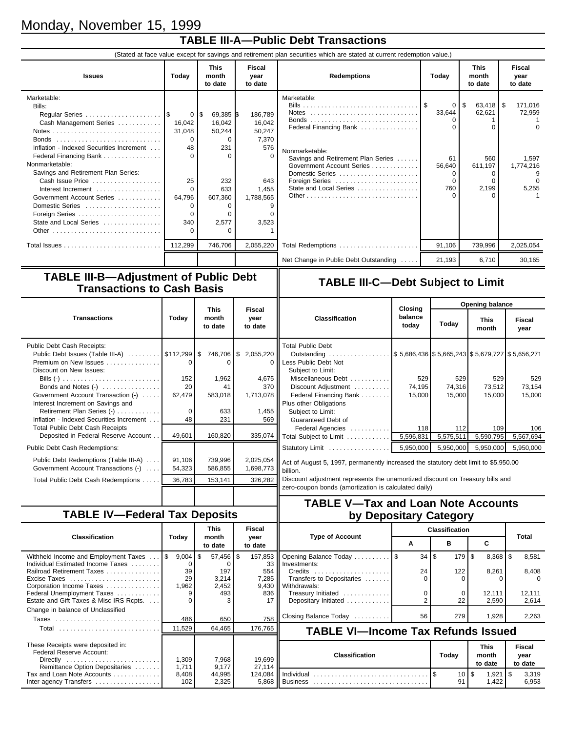Monday, November 15, 1999

## TABLE III-A—Public Debt Transactions

(Stated at face value except for savings and retirement plan securities which are stated at current redemption value.)

| Issues | Today | This month to date | Fiscal year to date |
|---|---|---|---|
| Marketable: | | | |
| Bills: | | | |
| Regular Series | $ 0 | $ 69,385 | $ 186,789 |
| Cash Management Series | 16,042 | 16,042 | 16,042 |
| Notes | 31,048 | 50,244 | 50,247 |
| Bonds | 0 | 0 | 7,370 |
| Inflation - Indexed Securities Increment | 48 | 231 | 576 |
| Federal Financing Bank | 0 | 0 | 0 |
| Nonmarketable: | | | |
| Savings and Retirement Plan Series: | | | |
| Cash Issue Price | 25 | 232 | 643 |
| Interest Increment | 0 | 633 | 1,455 |
| Government Account Series | 64,796 | 607,360 | 1,788,565 |
| Domestic Series | 0 | 0 | 9 |
| Foreign Series | 0 | 0 | 0 |
| State and Local Series | 340 | 2,577 | 3,523 |
| Other | 0 | 0 | 1 |
| Total Issues | 112,299 | 746,706 | 2,055,220 |

| Redemptions | Today | This month to date | Fiscal year to date |
|---|---|---|---|
| Marketable: | | | |
| Bills | $ 0 | $ 63,418 | $ 171,016 |
| Notes | 33,644 | 62,621 | 72,959 |
| Bonds | 0 | 1 | 1 |
| Federal Financing Bank | 0 | 0 | 0 |
| Nonmarketable: | | | |
| Savings and Retirement Plan Series | 61 | 560 | 1,597 |
| Government Account Series | 56,640 | 611,197 | 1,774,216 |
| Domestic Series | 0 | 0 | 9 |
| Foreign Series | 0 | 0 | 0 |
| State and Local Series | 760 | 2,199 | 5,255 |
| Other | 0 | 0 | 1 |
| Total Redemptions | 91,106 | 739,996 | 2,025,054 |
| Net Change in Public Debt Outstanding | 21,193 | 6,710 | 30,165 |

## TABLE III-B—Adjustment of Public Debt Transactions to Cash Basis

| Transactions | Today | This month to date | Fiscal year to date |
|---|---|---|---|
| Public Debt Cash Receipts: | | | |
| Public Debt Issues (Table III-A) | $112,299 | $ 746,706 | $ 2,055,220 |
| Premium on New Issues | 0 | 0 | 0 |
| Discount on New Issues: | | | |
| Bills (-) | 152 | 1,962 | 4,675 |
| Bonds and Notes (-) | 20 | 41 | 370 |
| Government Account Transaction (-) | 62,479 | 583,018 | 1,713,078 |
| Interest Increment on Savings and Retirement Plan Series (-) | 0 | 633 | 1,455 |
| Inflation - Indexed Securities Increment | 48 | 231 | 569 |
| Total Public Debt Cash Receipts Deposited in Federal Reserve Account | 49,601 | 160,820 | 335,074 |
| Public Debt Cash Redemptions: | | | |
| Public Debt Redemptions (Table III-A) | 91,106 | 739,996 | 2,025,054 |
| Government Account Transactions (-) | 54,323 | 586,855 | 1,698,773 |
| Total Public Debt Cash Redemptions | 36,783 | 153,141 | 326,282 |

## TABLE III-C—Debt Subject to Limit

| Classification | Closing balance today | Opening balance | | |
|---|---|---|---|---|
| | | Today | This month | Fiscal year |
| Total Public Debt Outstanding | $ 5,686,436 | $ 5,665,243 | $ 5,679,727 | $ 5,656,271 |
| Less Public Debt Not Subject to Limit: | | | | |
| Miscellaneous Debt | 529 | 529 | 529 | 529 |
| Discount Adjustment | 74,195 | 74,316 | 73,512 | 73,154 |
| Federal Financing Bank | 15,000 | 15,000 | 15,000 | 15,000 |
| Plus other Obligations Subject to Limit: | | | | |
| Guaranteed Debt of Federal Agencies | 118 | 112 | 109 | 106 |
| Total Subject to Limit | 5,596,831 | 5,575,511 | 5,590,795 | 5,567,694 |
| Statutory Limit | 5,950,000 | 5,950,000 | 5,950,000 | 5,950,000 |

Act of August 5, 1997, permanently increased the statutory debt limit to $5,950.00 billion.

Discount adjustment represents the unamortized discount on Treasury bills and zero-coupon bonds (amortization is calculated daily)

## TABLE IV—Federal Tax Deposits

| Classification | Today | This month to date | Fiscal year to date |
|---|---|---|---|
| Withheld Income and Employment Taxes | $ 9,004 | $ 57,456 | $ 157,853 |
| Individual Estimated Income Taxes | 0 | 0 | 33 |
| Railroad Retirement Taxes | 39 | 197 | 554 |
| Excise Taxes | 29 | 3,214 | 7,285 |
| Corporation Income Taxes | 1,962 | 2,452 | 9,430 |
| Federal Unemployment Taxes | 9 | 493 | 836 |
| Estate and Gift Taxes & Misc IRS Rcpts. | 0 | 3 | 17 |
| Change in balance of Unclassified Taxes | 486 | 650 | 758 |
| Total | 11,529 | 64,465 | 176,765 |
| These Receipts were deposited in: | | | |
| Federal Reserve Account: | | | |
| Directly | 1,309 | 7,968 | 19,699 |
| Remittance Option Depositaries | 1,711 | 9,177 | 27,114 |
| Tax and Loan Note Accounts | 8,408 | 44,995 | 124,084 |
| Inter-agency Transfers | 102 | 2,325 | 5,868 |

## TABLE V—Tax and Loan Note Accounts by Depositary Category

| Type of Account | Classification | | | Total |
|---|---|---|---|---|
| | A | B | C | |
| Opening Balance Today | $ 34 | $ 179 | $ 8,368 | $ 8,581 |
| Investments: | | | | |
| Credits | 24 | 122 | 8,261 | 8,408 |
| Transfers to Depositaries | 0 | 0 | 0 | 0 |
| Withdrawals: | | | | |
| Treasury Initiated | 0 | 0 | 12,111 | 12,111 |
| Depositary Initiated | 2 | 22 | 2,590 | 2,614 |
| Closing Balance Today | 56 | 279 | 1,928 | 2,263 |

## TABLE VI—Income Tax Refunds Issued

| Classification | Today | This month to date | Fiscal year to date |
|---|---|---|---|
| Individual | $ 10 | $ 1,921 | $ 3,319 |
| Business | 91 | 1,422 | 6,953 |